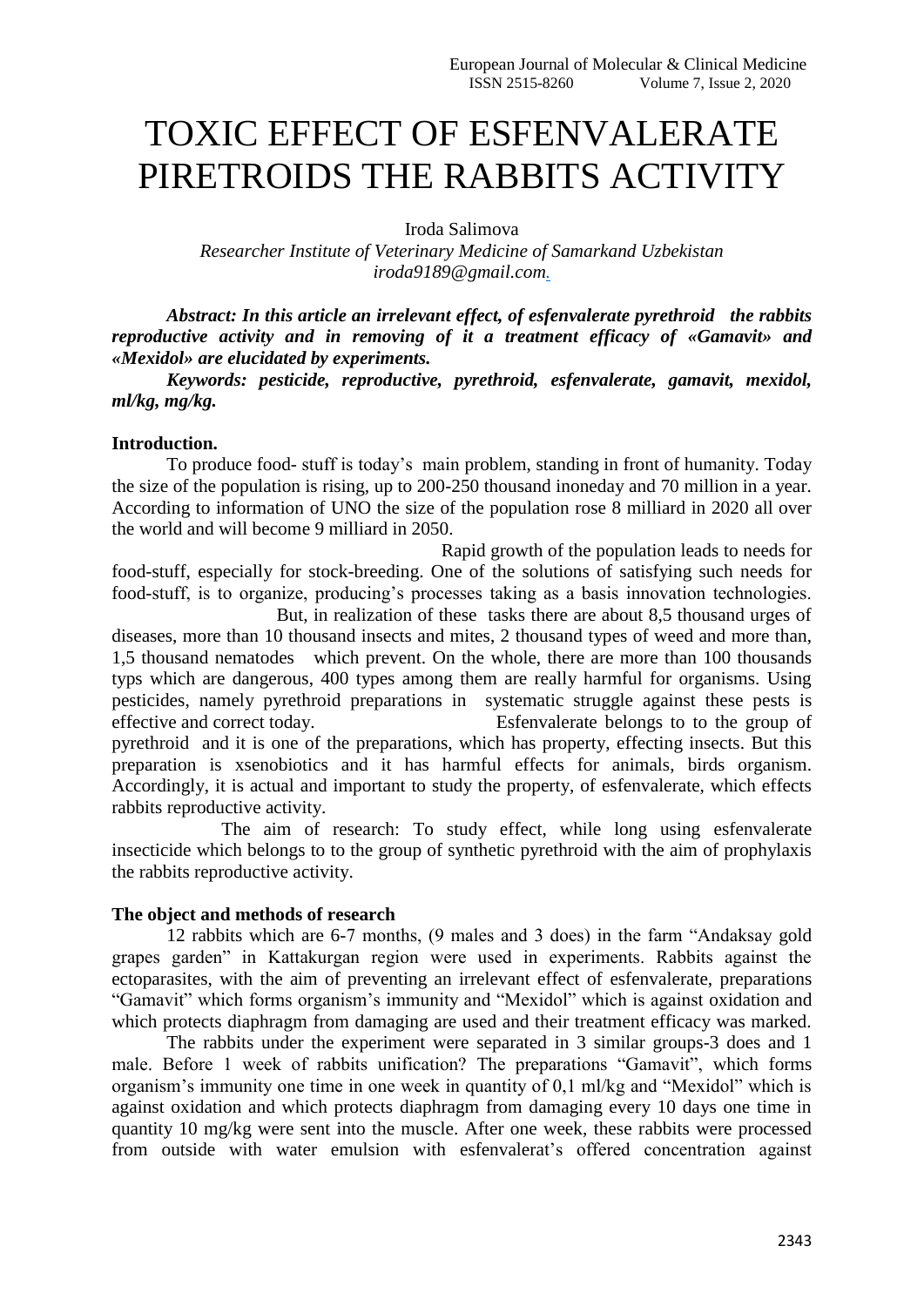# TOXIC EFFECT OF ESFENVALERATE PIRETROIDS THE RABBITS ACTIVITY

Iroda Salimova

*Researcher Institute of Veterinary Medicine of Samarkand Uzbekistan*
*iroda9189@gmail.com.*

***Abstract: In this article an irrelevant effect, of esfenvalerate pyrethroid the rabbits reproductive activity and in removing of it a treatment efficacy of «Gamavit» and «Mexidol» are elucidated by experiments.***

***Keywords: pesticide, reproductive, pyrethroid, esfenvalerate, gamavit, mexidol, ml/kg, mg/kg.***

**Introduction.**

To produce food- stuff is today's main problem, standing in front of humanity. Today the size of the population is rising, up to 200-250 thousand inoneday and 70 million in a year. According to information of UNO the size of the population rose 8 milliard in 2020 all over the world and will become 9 milliard in 2050.

Rapid growth of the population leads to needs for food-stuff, especially for stock-breeding. One of the solutions of satisfying such needs for food-stuff, is to organize, producing's processes taking as a basis innovation technologies.

But, in realization of these tasks there are about 8,5 thousand urges of diseases, more than 10 thousand insects and mites, 2 thousand types of weed and more than, 1,5 thousand nematodes which prevent. On the whole, there are more than 100 thousands typs which are dangerous, 400 types among them are really harmful for organisms. Using pesticides, namely pyrethroid preparations in systematic struggle against these pests is effective and correct today.

Esfenvalerate belongs to to the group of pyrethroid and it is one of the preparations, which has property, effecting insects. But this preparation is xsenobiotics and it has harmful effects for animals, birds organism. Accordingly, it is actual and important to study the property, of esfenvalerate, which effects rabbits reproductive activity.

The aim of research: To study effect, while long using esfenvalerate insecticide which belongs to to the group of synthetic pyrethroid with the aim of prophylaxis the rabbits reproductive activity.

**The object and methods of research**

12 rabbits which are 6-7 months, (9 males and 3 does) in the farm "Andaksay gold grapes garden" in Kattakurgan region were used in experiments. Rabbits against the ectoparasites, with the aim of preventing an irrelevant effect of esfenvalerate, preparations "Gamavit" which forms organism's immunity and "Mexidol" which is against oxidation and which protects diaphragm from damaging are used and their treatment efficacy was marked.

The rabbits under the experiment were separated in 3 similar groups-3 does and 1 male. Before 1 week of rabbits unification? The preparations "Gamavit", which forms organism's immunity one time in one week in quantity of 0,1 ml/kg and "Mexidol" which is against oxidation and which protects diaphragm from damaging every 10 days one time in quantity 10 mg/kg were sent into the muscle. After one week, these rabbits were processed from outside with water emulsion with esfenvalerat's offered concentration against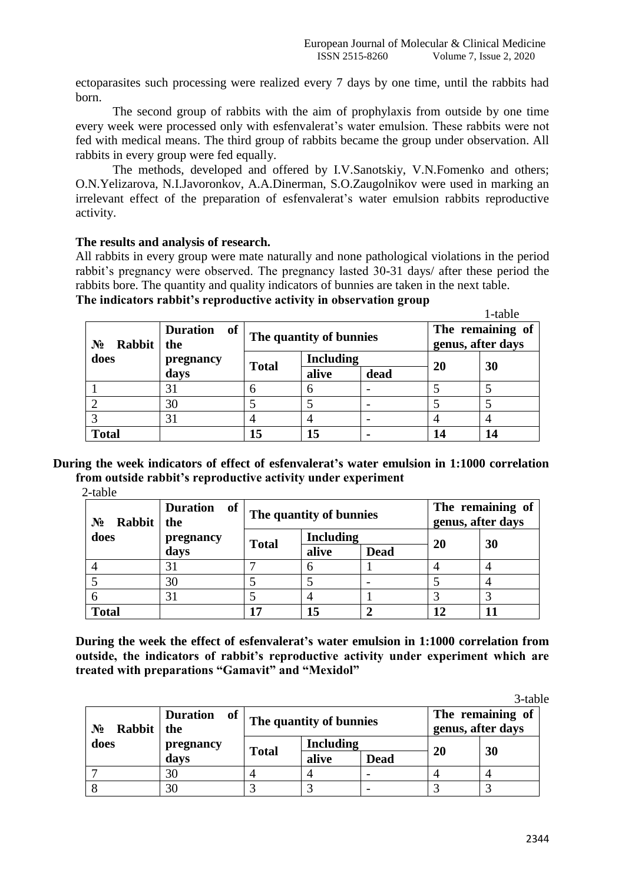ectoparasites such processing were realized every 7 days by one time, until the rabbits had born.

The second group of rabbits with the aim of prophylaxis from outside by one time every week were processed only with esfenvalerat's water emulsion. These rabbits were not fed with medical means. The third group of rabbits became the group under observation. All rabbits in every group were fed equally.

The methods, developed and offered by I.V.Sanotskiy, V.N.Fomenko and others; O.N.Yelizarova, N.I.Javoronkov, A.A.Dinerman, S.O.Zaugolnikov were used in marking an irrelevant effect of the preparation of esfenvalerat's water emulsion rabbits reproductive activity.

**The results and analysis of research.**

All rabbits in every group were mate naturally and none pathological violations in the period rabbit's pregnancy were observed. The pregnancy lasted 30-31 days/ after these period the rabbits bore. The quantity and quality indicators of bunnies are taken in the next table.

**The indicators rabbit's reproductive activity in observation group**

1-table

| № Rabbit does | Duration of the pregnancy days | The quantity of bunnies | | | The remaining of genus, after days | |
|---|---|---|---|---|---|---|
| | | Total | Including | | 20 | 30 |
| | | | alive | dead | | |
| 1 | 31 | 6 | 6 | - | 5 | 5 |
| 2 | 30 | 5 | 5 | - | 5 | 5 |
| 3 | 31 | 4 | 4 | - | 4 | 4 |
| **Total** | | **15** | **15** | **-** | **14** | **14** |

**During the week indicators of effect of esfenvalerat's water emulsion in 1:1000 correlation from outside rabbit's reproductive activity under experiment**

2-table

| № Rabbit does | Duration of the pregnancy days | The quantity of bunnies | | | The remaining of genus, after days | |
|---|---|---|---|---|---|---|
| | | Total | Including | | 20 | 30 |
| | | | alive | Dead | | |
| 4 | 31 | 7 | 6 | 1 | 4 | 4 |
| 5 | 30 | 5 | 5 | - | 5 | 4 |
| 6 | 31 | 5 | 4 | 1 | 3 | 3 |
| **Total** | | **17** | **15** | **2** | **12** | **11** |

**During the week the effect of esfenvalerat's water emulsion in 1:1000 correlation from outside, the indicators of rabbit's reproductive activity under experiment which are treated with preparations "Gamavit" and "Mexidol"**

3-table

| № Rabbit does | Duration of the pregnancy days | The quantity of bunnies | | | The remaining of genus, after days | |
|---|---|---|---|---|---|---|
| | | Total | Including | | 20 | 30 |
| | | | alive | Dead | | |
| 7 | 30 | 4 | 4 | - | 4 | 4 |
| 8 | 30 | 3 | 3 | - | 3 | 3 |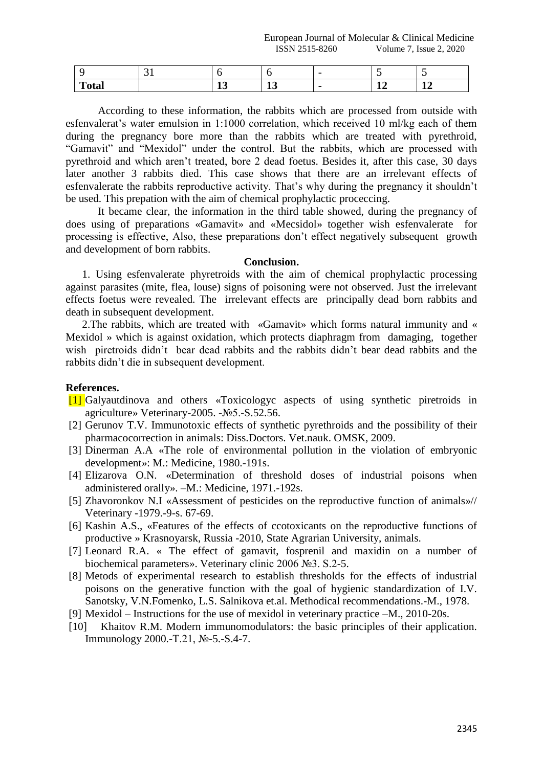| | | | | | | |
|---|---|---|---|---|---|---|
| 9 | 31 | 6 | 6 | - | 5 | 5 |
| **Total** | | **13** | **13** | **-** | **12** | **12** |

According to these information, the rabbits which are processed from outside with esfenvalerat's water emulsion in 1:1000 correlation, which received 10 ml/kg each of them during the pregnancy bore more than the rabbits which are treated with pyrethroid, "Gamavit" and "Mexidol" under the control. But the rabbits, which are processed with pyrethroid and which aren't treated, bore 2 dead foetus. Besides it, after this case, 30 days later another 3 rabbits died. This case shows that there are an irrelevant effects of esfenvalerate the rabbits reproductive activity. That's why during the pregnancy it shouldn't be used. This prepation with the aim of chemical prophylactic procecing.

It became clear, the information in the third table showed, during the pregnancy of does using of preparations «Gamavit» and «Mecsidol» together wish esfenvalerate for processing is effective, Also, these preparations don't effect negatively subsequent growth and development of born rabbits.

**Conclusion.**

1. Using esfenvalerate phyretroids with the aim of chemical prophylactic processing against parasites (mite, flea, louse) signs of poisoning were not observed. Just the irrelevant effects foetus were revealed. The irrelevant effects are principally dead born rabbits and death in subsequent development.

2. The rabbits, which are treated with «Gamavit» which forms natural immunity and « Mexidol » which is against oxidation, which protects diaphragm from damaging, together wish piretroids didn't bear dead rabbits and the rabbits didn't bear dead rabbits and the rabbits didn't die in subsequent development.

**References.**

[1] Galyautdinova and others «Toxicologyc aspects of using synthetic piretroids in agriculture» Veterinary-2005. -№5.-S.52.56.

[2] Gerunov T.V. Immunotoxic effects of synthetic pyrethroids and the possibility of their pharmacocorrection in animals: Diss.Doctors. Vet.nauk. OMSK, 2009.

[3] Dinerman A.A «The role of environmental pollution in the violation of embryonic development»: M.: Medicine, 1980.-191s.

[4] Elizarova O.N. «Determination of threshold doses of industrial poisons when administered orally». –M.: Medicine, 1971.-192s.

[5] Zhavoronkov N.I «Assessment of pesticides on the reproductive function of animals»// Veterinary -1979.-9-s. 67-69.

[6] Kashin A.S., «Features of the effects of ccotoxicants on the reproductive functions of productive » Krasnoyarsk, Russia -2010, State Agrarian University, animals.

[7] Leonard R.A. « The effect of gamavit, fosprenil and maxidin on a number of biochemical parameters». Veterinary clinic 2006 №3. S.2-5.

[8] Metods of experimental research to establish thresholds for the effects of industrial poisons on the generative function with the goal of hygienic standardization of I.V. Sanotsky, V.N.Fomenko, L.S. Salnikova et.al. Methodical recommendations.-M., 1978.

[9] Mexidol – Instructions for the use of mexidol in veterinary practice –M., 2010-20s.

[10] Khaitov R.M. Modern immunomodulators: the basic principles of their application. Immunology 2000.-T.21, №-5.-S.4-7.